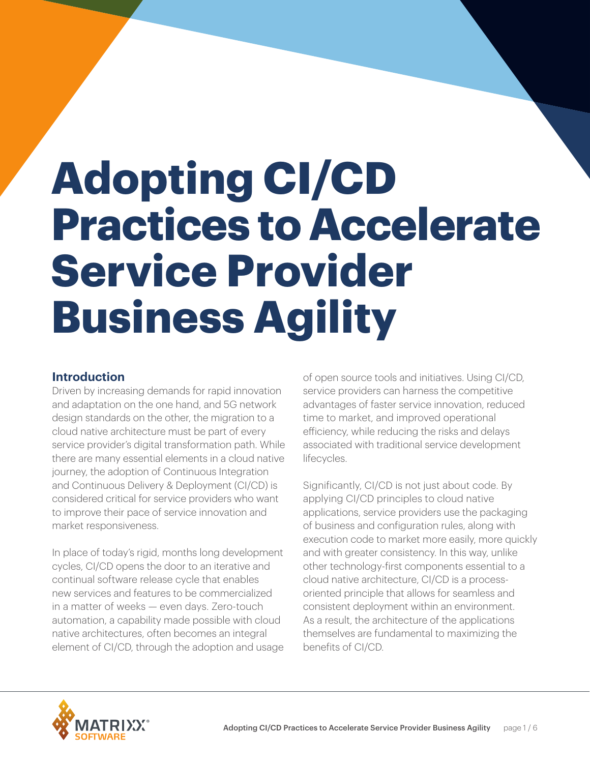# Adopting CI/CD Practices to Accelerate Service Provider Business Agility

## Introduction

Driven by increasing demands for rapid innovation and adaptation on the one hand, and 5G network design standards on the other, the migration to a cloud native architecture must be part of every service provider's digital transformation path. While there are many essential elements in a cloud native journey, the adoption of Continuous Integration and Continuous Delivery & Deployment (CI/CD) is considered critical for service providers who want to improve their pace of service innovation and market responsiveness.

In place of today's rigid, months long development cycles, CI/CD opens the door to an iterative and continual software release cycle that enables new services and features to be commercialized in a matter of weeks — even days. Zero-touch automation, a capability made possible with cloud native architectures, often becomes an integral element of CI/CD, through the adoption and usage of open source tools and initiatives. Using CI/CD, service providers can harness the competitive advantages of faster service innovation, reduced time to market, and improved operational efficiency, while reducing the risks and delays associated with traditional service development lifecycles.

Significantly, CI/CD is not just about code. By applying CI/CD principles to cloud native applications, service providers use the packaging of business and configuration rules, along with execution code to market more easily, more quickly and with greater consistency. In this way, unlike other technology-first components essential to a cloud native architecture, CI/CD is a process-oriented principle that allows for seamless and consistent deployment within an environment. As a result, the architecture of the applications themselves are fundamental to maximizing the benefits of CI/CD.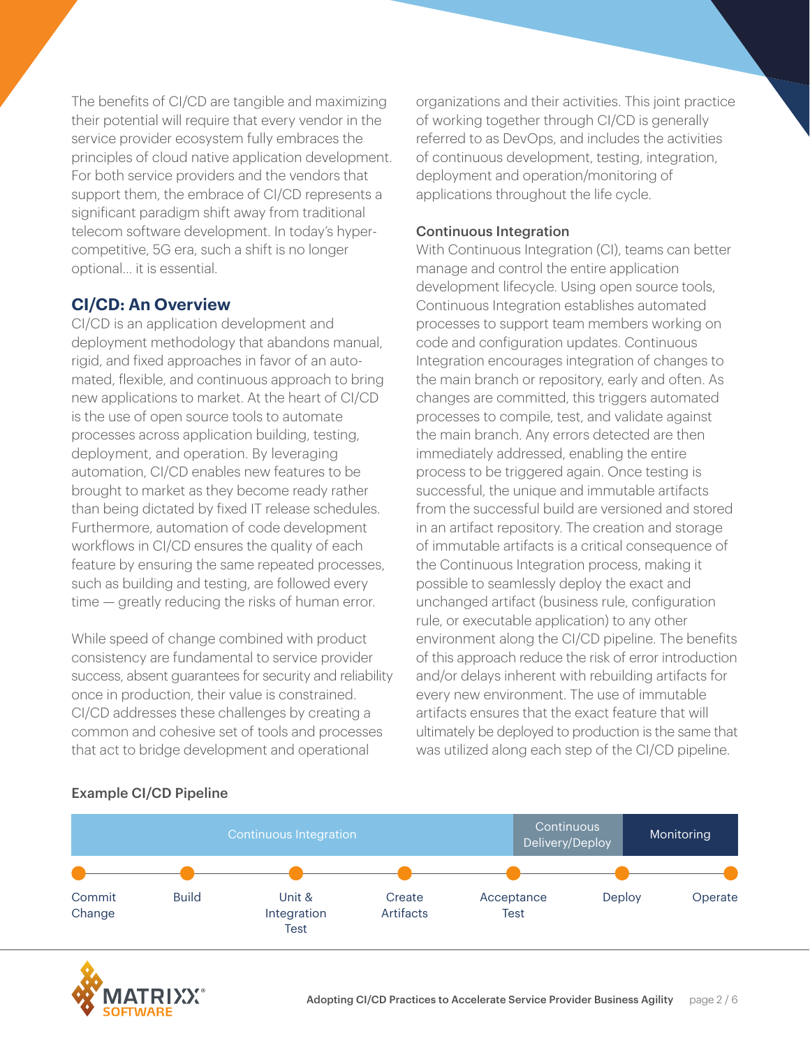The benefits of CI/CD are tangible and maximizing their potential will require that every vendor in the service provider ecosystem fully embraces the principles of cloud native application development. For both service providers and the vendors that support them, the embrace of CI/CD represents a significant paradigm shift away from traditional telecom software development. In today's hyper-competitive, 5G era, such a shift is no longer optional... it is essential.

## CI/CD: An Overview

CI/CD is an application development and deployment methodology that abandons manual, rigid, and fixed approaches in favor of an automated, flexible, and continuous approach to bring new applications to market. At the heart of CI/CD is the use of open source tools to automate processes across application building, testing, deployment, and operation. By leveraging automation, CI/CD enables new features to be brought to market as they become ready rather than being dictated by fixed IT release schedules. Furthermore, automation of code development workflows in CI/CD ensures the quality of each feature by ensuring the same repeated processes, such as building and testing, are followed every time — greatly reducing the risks of human error.

While speed of change combined with product consistency are fundamental to service provider success, absent guarantees for security and reliability once in production, their value is constrained. CI/CD addresses these challenges by creating a common and cohesive set of tools and processes that act to bridge development and operational organizations and their activities. This joint practice of working together through CI/CD is generally referred to as DevOps, and includes the activities of continuous development, testing, integration, deployment and operation/monitoring of applications throughout the life cycle.

### Continuous Integration

With Continuous Integration (CI), teams can better manage and control the entire application development lifecycle. Using open source tools, Continuous Integration establishes automated processes to support team members working on code and configuration updates. Continuous Integration encourages integration of changes to the main branch or repository, early and often. As changes are committed, this triggers automated processes to compile, test, and validate against the main branch. Any errors detected are then immediately addressed, enabling the entire process to be triggered again. Once testing is successful, the unique and immutable artifacts from the successful build are versioned and stored in an artifact repository. The creation and storage of immutable artifacts is a critical consequence of the Continuous Integration process, making it possible to seamlessly deploy the exact and unchanged artifact (business rule, configuration rule, or executable application) to any other environment along the CI/CD pipeline. The benefits of this approach reduce the risk of error introduction and/or delays inherent with rebuilding artifacts for every new environment. The use of immutable artifacts ensures that the exact feature that will ultimately be deployed to production is the same that was utilized along each step of the CI/CD pipeline.

**Example CI/CD Pipeline**

| Continuous Integration | | | | Continuous Delivery/Deploy | Monitoring | |
|---|---|---|---|---|---|---|
| Commit Change | Build | Unit & Integration Test | Create Artifacts | Acceptance Test | Deploy | Operate |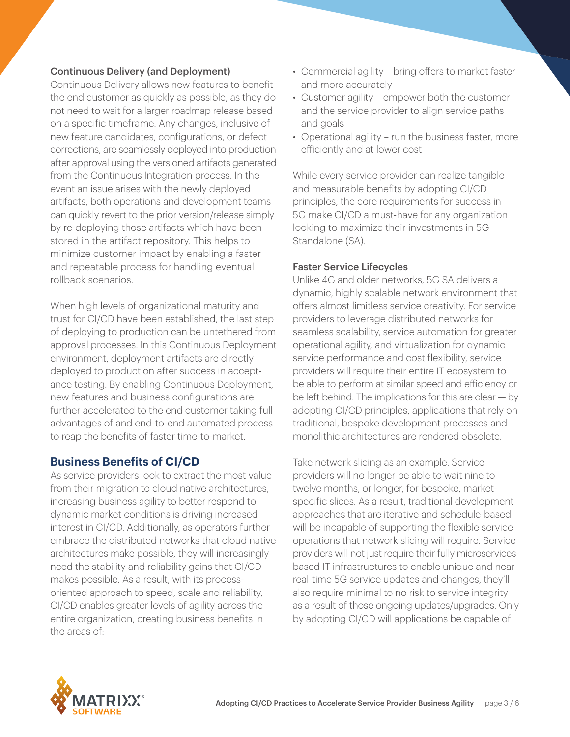### Continuous Delivery (and Deployment)

Continuous Delivery allows new features to benefit the end customer as quickly as possible, as they do not need to wait for a larger roadmap release based on a specific timeframe. Any changes, inclusive of new feature candidates, configurations, or defect corrections, are seamlessly deployed into production after approval using the versioned artifacts generated from the Continuous Integration process. In the event an issue arises with the newly deployed artifacts, both operations and development teams can quickly revert to the prior version/release simply by re-deploying those artifacts which have been stored in the artifact repository. This helps to minimize customer impact by enabling a faster and repeatable process for handling eventual rollback scenarios.

When high levels of organizational maturity and trust for CI/CD have been established, the last step of deploying to production can be untethered from approval processes. In this Continuous Deployment environment, deployment artifacts are directly deployed to production after success in acceptance testing. By enabling Continuous Deployment, new features and business configurations are further accelerated to the end customer taking full advantages of and end-to-end automated process to reap the benefits of faster time-to-market.

## Business Benefits of CI/CD

As service providers look to extract the most value from their migration to cloud native architectures, increasing business agility to better respond to dynamic market conditions is driving increased interest in CI/CD. Additionally, as operators further embrace the distributed networks that cloud native architectures make possible, they will increasingly need the stability and reliability gains that CI/CD makes possible. As a result, with its process-oriented approach to speed, scale and reliability, CI/CD enables greater levels of agility across the entire organization, creating business benefits in the areas of:

- Commercial agility – bring offers to market faster and more accurately
- Customer agility – empower both the customer and the service provider to align service paths and goals
- Operational agility – run the business faster, more efficiently and at lower cost

While every service provider can realize tangible and measurable benefits by adopting CI/CD principles, the core requirements for success in 5G make CI/CD a must-have for any organization looking to maximize their investments in 5G Standalone (SA).

### Faster Service Lifecycles

Unlike 4G and older networks, 5G SA delivers a dynamic, highly scalable network environment that offers almost limitless service creativity. For service providers to leverage distributed networks for seamless scalability, service automation for greater operational agility, and virtualization for dynamic service performance and cost flexibility, service providers will require their entire IT ecosystem to be able to perform at similar speed and efficiency or be left behind. The implications for this are clear — by adopting CI/CD principles, applications that rely on traditional, bespoke development processes and monolithic architectures are rendered obsolete.

Take network slicing as an example. Service providers will no longer be able to wait nine to twelve months, or longer, for bespoke, market-specific slices. As a result, traditional development approaches that are iterative and schedule-based will be incapable of supporting the flexible service operations that network slicing will require. Service providers will not just require their fully microservices-based IT infrastructures to enable unique and near real-time 5G service updates and changes, they'll also require minimal to no risk to service integrity as a result of those ongoing updates/upgrades. Only by adopting CI/CD will applications be capable of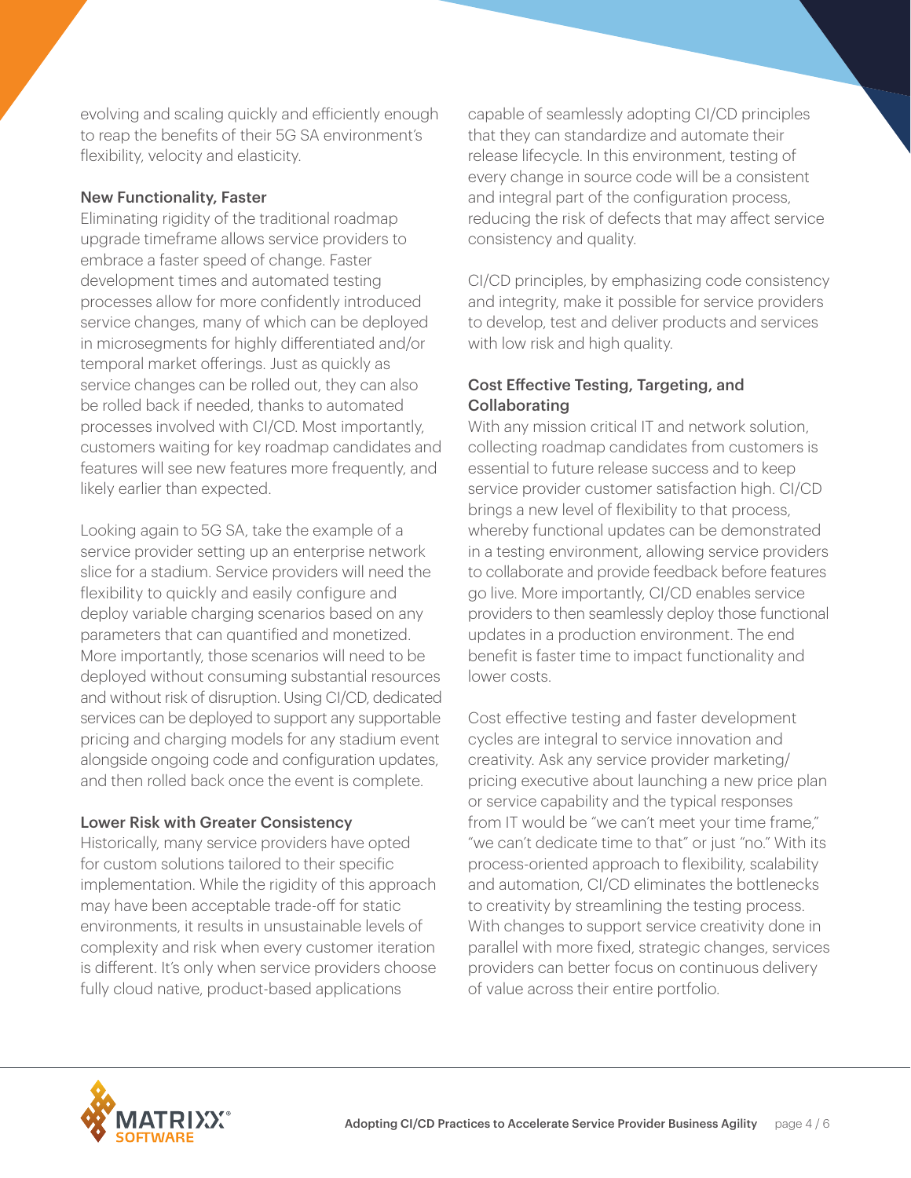evolving and scaling quickly and efficiently enough to reap the benefits of their 5G SA environment's flexibility, velocity and elasticity.

### New Functionality, Faster

Eliminating rigidity of the traditional roadmap upgrade timeframe allows service providers to embrace a faster speed of change. Faster development times and automated testing processes allow for more confidently introduced service changes, many of which can be deployed in microsegments for highly differentiated and/or temporal market offerings. Just as quickly as service changes can be rolled out, they can also be rolled back if needed, thanks to automated processes involved with CI/CD. Most importantly, customers waiting for key roadmap candidates and features will see new features more frequently, and likely earlier than expected.

Looking again to 5G SA, take the example of a service provider setting up an enterprise network slice for a stadium. Service providers will need the flexibility to quickly and easily configure and deploy variable charging scenarios based on any parameters that can quantified and monetized. More importantly, those scenarios will need to be deployed without consuming substantial resources and without risk of disruption. Using CI/CD, dedicated services can be deployed to support any supportable pricing and charging models for any stadium event alongside ongoing code and configuration updates, and then rolled back once the event is complete.

### Lower Risk with Greater Consistency

Historically, many service providers have opted for custom solutions tailored to their specific implementation. While the rigidity of this approach may have been acceptable trade-off for static environments, it results in unsustainable levels of complexity and risk when every customer iteration is different. It's only when service providers choose fully cloud native, product-based applications capable of seamlessly adopting CI/CD principles that they can standardize and automate their release lifecycle. In this environment, testing of every change in source code will be a consistent and integral part of the configuration process, reducing the risk of defects that may affect service consistency and quality.

CI/CD principles, by emphasizing code consistency and integrity, make it possible for service providers to develop, test and deliver products and services with low risk and high quality.

### Cost Effective Testing, Targeting, and Collaborating

With any mission critical IT and network solution, collecting roadmap candidates from customers is essential to future release success and to keep service provider customer satisfaction high. CI/CD brings a new level of flexibility to that process, whereby functional updates can be demonstrated in a testing environment, allowing service providers to collaborate and provide feedback before features go live. More importantly, CI/CD enables service providers to then seamlessly deploy those functional updates in a production environment. The end benefit is faster time to impact functionality and lower costs.

Cost effective testing and faster development cycles are integral to service innovation and creativity. Ask any service provider marketing/pricing executive about launching a new price plan or service capability and the typical responses from IT would be "we can't meet your time frame," "we can't dedicate time to that" or just "no." With its process-oriented approach to flexibility, scalability and automation, CI/CD eliminates the bottlenecks to creativity by streamlining the testing process. With changes to support service creativity done in parallel with more fixed, strategic changes, services providers can better focus on continuous delivery of value across their entire portfolio.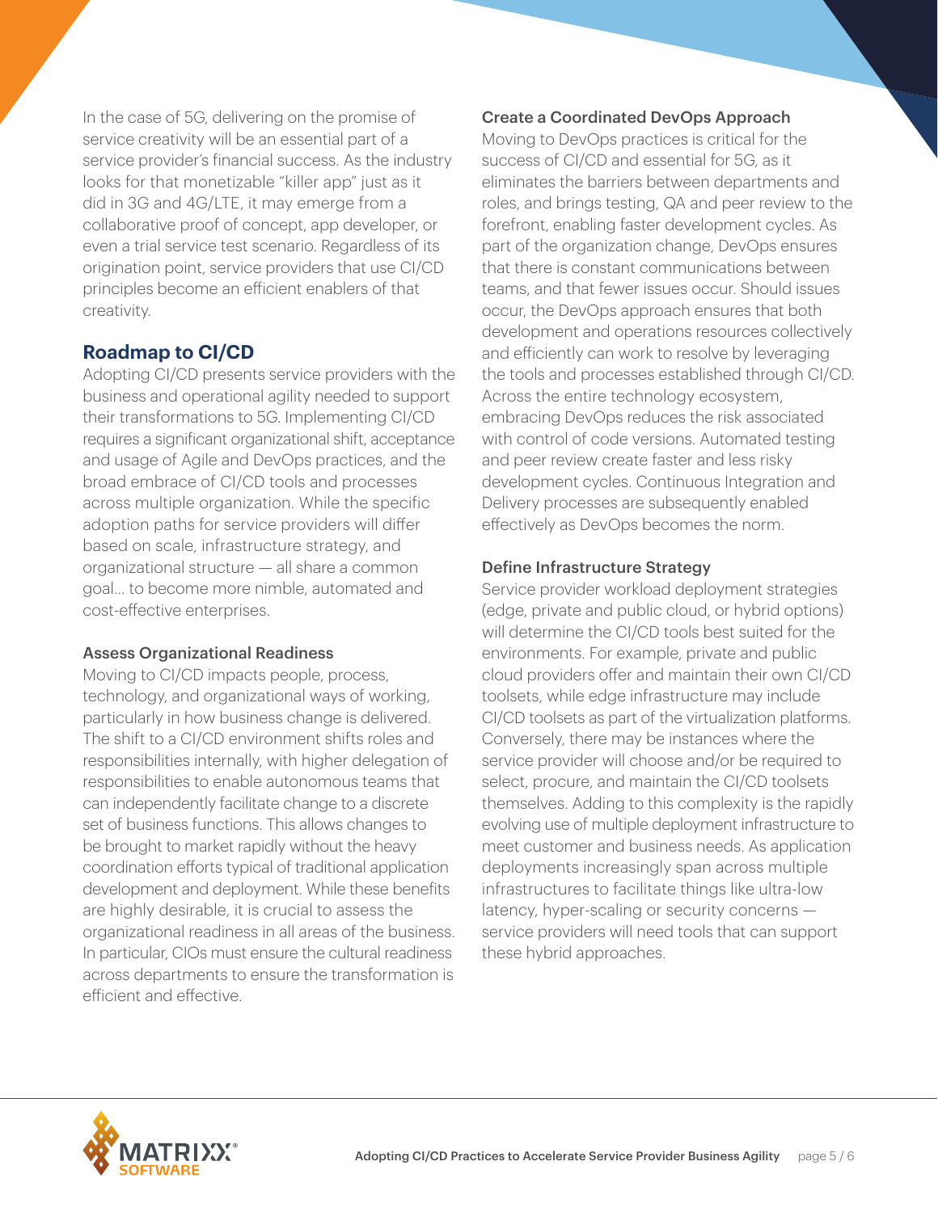In the case of 5G, delivering on the promise of service creativity will be an essential part of a service provider's financial success. As the industry looks for that monetizable "killer app" just as it did in 3G and 4G/LTE, it may emerge from a collaborative proof of concept, app developer, or even a trial service test scenario. Regardless of its origination point, service providers that use CI/CD principles become an efficient enablers of that creativity.

## Roadmap to CI/CD

Adopting CI/CD presents service providers with the business and operational agility needed to support their transformations to 5G. Implementing CI/CD requires a significant organizational shift, acceptance and usage of Agile and DevOps practices, and the broad embrace of CI/CD tools and processes across multiple organization. While the specific adoption paths for service providers will differ based on scale, infrastructure strategy, and organizational structure — all share a common goal... to become more nimble, automated and cost-effective enterprises.

### Assess Organizational Readiness

Moving to CI/CD impacts people, process, technology, and organizational ways of working, particularly in how business change is delivered. The shift to a CI/CD environment shifts roles and responsibilities internally, with higher delegation of responsibilities to enable autonomous teams that can independently facilitate change to a discrete set of business functions. This allows changes to be brought to market rapidly without the heavy coordination efforts typical of traditional application development and deployment. While these benefits are highly desirable, it is crucial to assess the organizational readiness in all areas of the business. In particular, CIOs must ensure the cultural readiness across departments to ensure the transformation is efficient and effective.

### Create a Coordinated DevOps Approach

Moving to DevOps practices is critical for the success of CI/CD and essential for 5G, as it eliminates the barriers between departments and roles, and brings testing, QA and peer review to the forefront, enabling faster development cycles. As part of the organization change, DevOps ensures that there is constant communications between teams, and that fewer issues occur. Should issues occur, the DevOps approach ensures that both development and operations resources collectively and efficiently can work to resolve by leveraging the tools and processes established through CI/CD. Across the entire technology ecosystem, embracing DevOps reduces the risk associated with control of code versions. Automated testing and peer review create faster and less risky development cycles. Continuous Integration and Delivery processes are subsequently enabled effectively as DevOps becomes the norm.

### Define Infrastructure Strategy

Service provider workload deployment strategies (edge, private and public cloud, or hybrid options) will determine the CI/CD tools best suited for the environments. For example, private and public cloud providers offer and maintain their own CI/CD toolsets, while edge infrastructure may include CI/CD toolsets as part of the virtualization platforms. Conversely, there may be instances where the service provider will choose and/or be required to select, procure, and maintain the CI/CD toolsets themselves. Adding to this complexity is the rapidly evolving use of multiple deployment infrastructure to meet customer and business needs. As application deployments increasingly span across multiple infrastructures to facilitate things like ultra-low latency, hyper-scaling or security concerns — service providers will need tools that can support these hybrid approaches.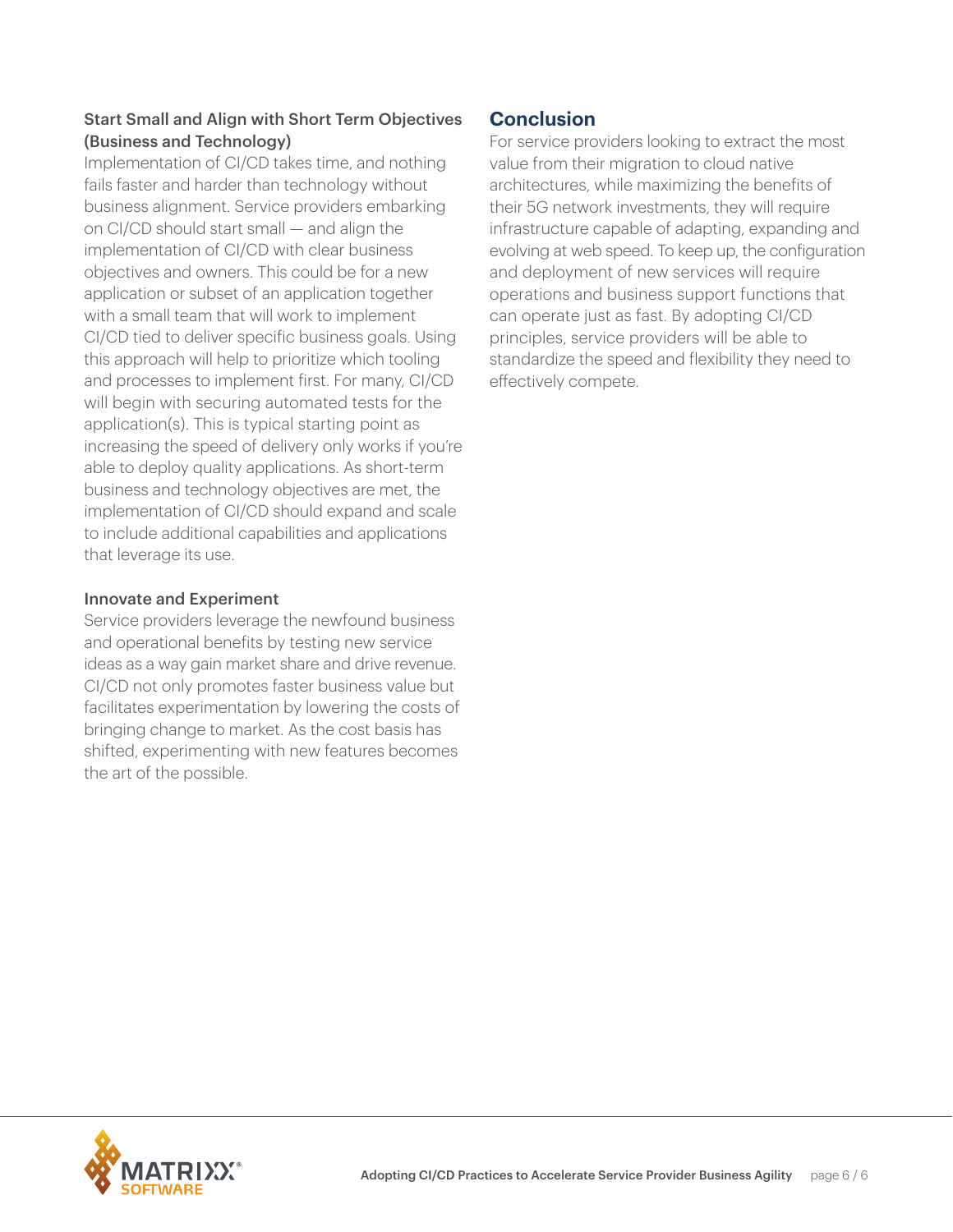### Start Small and Align with Short Term Objectives (Business and Technology)

Implementation of CI/CD takes time, and nothing fails faster and harder than technology without business alignment. Service providers embarking on CI/CD should start small — and align the implementation of CI/CD with clear business objectives and owners. This could be for a new application or subset of an application together with a small team that will work to implement CI/CD tied to deliver specific business goals. Using this approach will help to prioritize which tooling and processes to implement first. For many, CI/CD will begin with securing automated tests for the application(s). This is typical starting point as increasing the speed of delivery only works if you're able to deploy quality applications. As short-term business and technology objectives are met, the implementation of CI/CD should expand and scale to include additional capabilities and applications that leverage its use.

### Innovate and Experiment

Service providers leverage the newfound business and operational benefits by testing new service ideas as a way gain market share and drive revenue. CI/CD not only promotes faster business value but facilitates experimentation by lowering the costs of bringing change to market. As the cost basis has shifted, experimenting with new features becomes the art of the possible.

## Conclusion

For service providers looking to extract the most value from their migration to cloud native architectures, while maximizing the benefits of their 5G network investments, they will require infrastructure capable of adapting, expanding and evolving at web speed. To keep up, the configuration and deployment of new services will require operations and business support functions that can operate just as fast. By adopting CI/CD principles, service providers will be able to standardize the speed and flexibility they need to effectively compete.